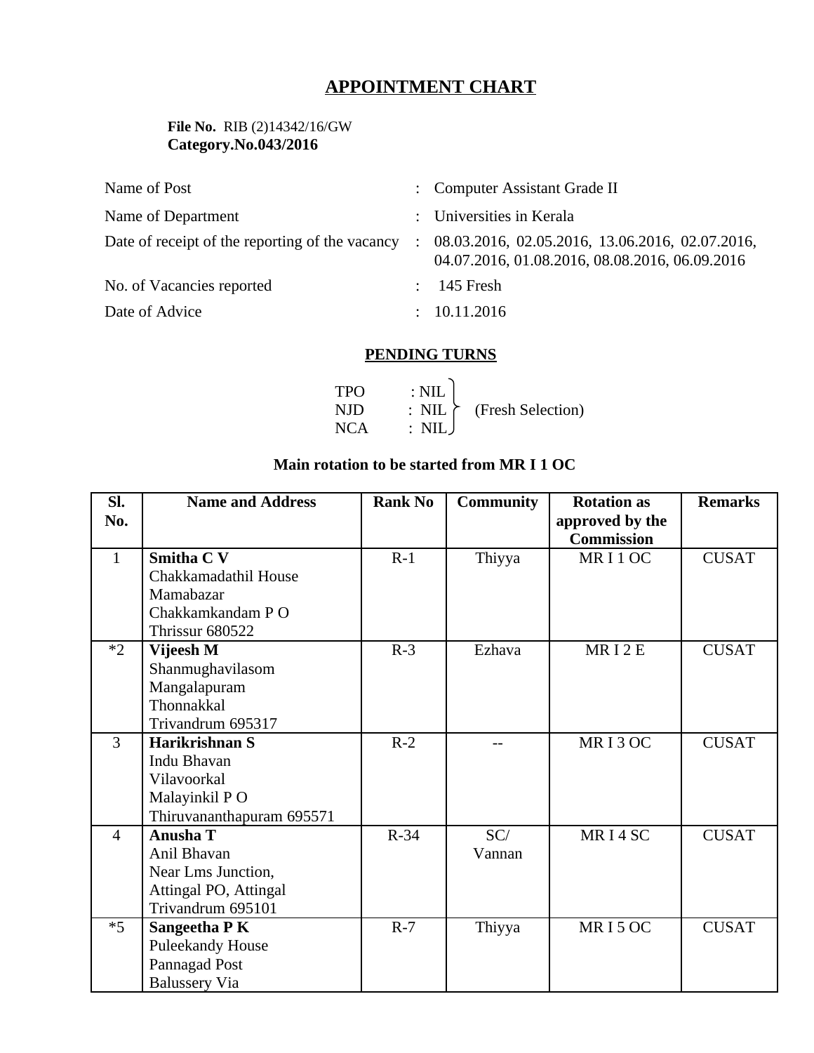# APPOINTMENT CHART

**File No.** RIB (2)14342/16/GW
**Category.No.043/2016**

| | | |
|---|---|---|
| Name of Post | : | Computer Assistant Grade II |
| Name of Department | : | Universities in Kerala |
| Date of receipt of the reporting of the vacancy | : | 08.03.2016, 02.05.2016, 13.06.2016, 02.07.2016, 04.07.2016, 01.08.2016, 08.08.2016, 06.09.2016 |
| No. of Vacancies reported | : | 145 Fresh |
| Date of Advice | : | 10.11.2016 |

## PENDING TURNS

TPO : NIL
NJD : NIL (Fresh Selection)
NCA : NIL

**Main rotation to be started from MR I 1 OC**

| Sl. No. | Name and Address | Rank No | Community | Rotation as approved by the Commission | Remarks |
|---|---|---|---|---|---|
| 1 | **Smitha C V**<br>Chakkamadathil House<br>Mamabazar<br>Chakkamkandam P O<br>Thrissur 680522 | R-1 | Thiyya | MR I 1 OC | CUSAT |
| *2 | **Vijeesh M**<br>Shanmughavilasom<br>Mangalapuram<br>Thonnakkal<br>Trivandrum 695317 | R-3 | Ezhava | MR I 2 E | CUSAT |
| 3 | **Harikrishnan S**<br>Indu Bhavan<br>Vilavoorkal<br>Malayinkil P O<br>Thiruvananthapuram 695571 | R-2 | -- | MR I 3 OC | CUSAT |
| 4 | **Anusha T**<br>Anil Bhavan<br>Near Lms Junction,<br>Attingal PO, Attingal<br>Trivandrum 695101 | R-34 | SC/ Vannan | MR I 4 SC | CUSAT |
| *5 | **Sangeetha P K**<br>Puleekandy House<br>Pannagad Post<br>Balussery Via | R-7 | Thiyya | MR I 5 OC | CUSAT |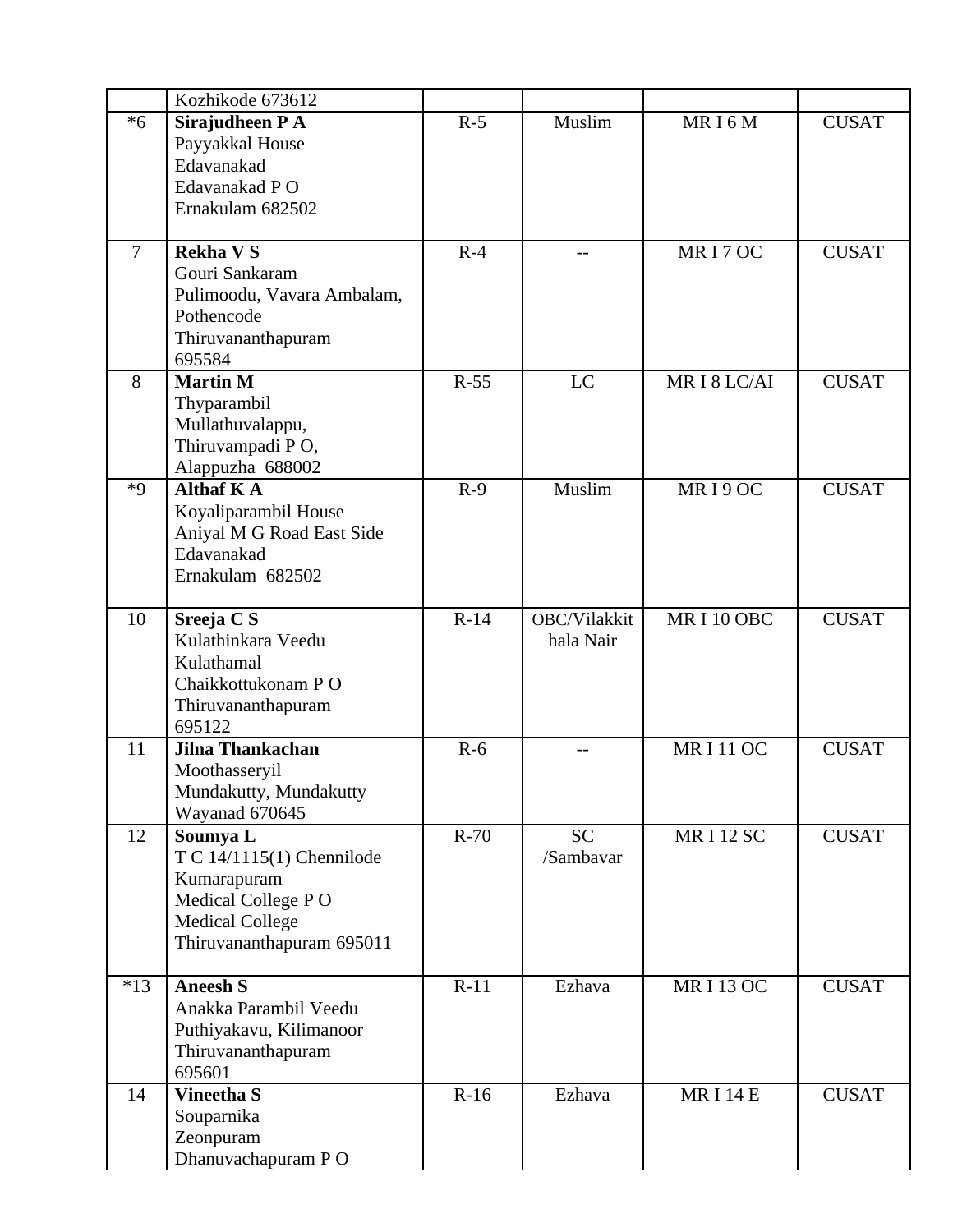| | | | | | |
|---|---|---|---|---|---|
| | Kozhikode 673612 | | | | |
| *6 | **Sirajudheen P A**<br>Payyakkal House<br>Edavanakad<br>Edavanakad P O<br>Ernakulam 682502 | R-5 | Muslim | MR I 6 M | CUSAT |
| 7 | **Rekha V S**<br>Gouri Sankaram<br>Pulimoodu, Vavara Ambalam,<br>Pothencode<br>Thiruvananthapuram<br>695584 | R-4 | -- | MR I 7 OC | CUSAT |
| 8 | **Martin M**<br>Thyparambil<br>Mullathuvalappu,<br>Thiruvampadi P O,<br>Alappuzha 688002 | R-55 | LC | MR I 8 LC/AI | CUSAT |
| *9 | **Althaf K A**<br>Koyaliparambil House<br>Aniyal M G Road East Side<br>Edavanakad<br>Ernakulam 682502 | R-9 | Muslim | MR I 9 OC | CUSAT |
| 10 | **Sreeja C S**<br>Kulathinkara Veedu<br>Kulathamal<br>Chaikkottukonam P O<br>Thiruvananthapuram<br>695122 | R-14 | OBC/Vilakkit hala Nair | MR I 10 OBC | CUSAT |
| 11 | **Jilna Thankachan**<br>Moothasseryil<br>Mundakutty, Mundakutty<br>Wayanad 670645 | R-6 | -- | MR I 11 OC | CUSAT |
| 12 | **Soumya L**<br>T C 14/1115(1) Chennilode<br>Kumarapuram<br>Medical College P O<br>Medical College<br>Thiruvananthapuram 695011 | R-70 | SC /Sambavar | MR I 12 SC | CUSAT |
| *13 | **Aneesh S**<br>Anakka Parambil Veedu<br>Puthiyakavu, Kilimanoor<br>Thiruvananthapuram<br>695601 | R-11 | Ezhava | MR I 13 OC | CUSAT |
| 14 | **Vineetha S**<br>Souparnika<br>Zeonpuram<br>Dhanuvachapuram P O | R-16 | Ezhava | MR I 14 E | CUSAT |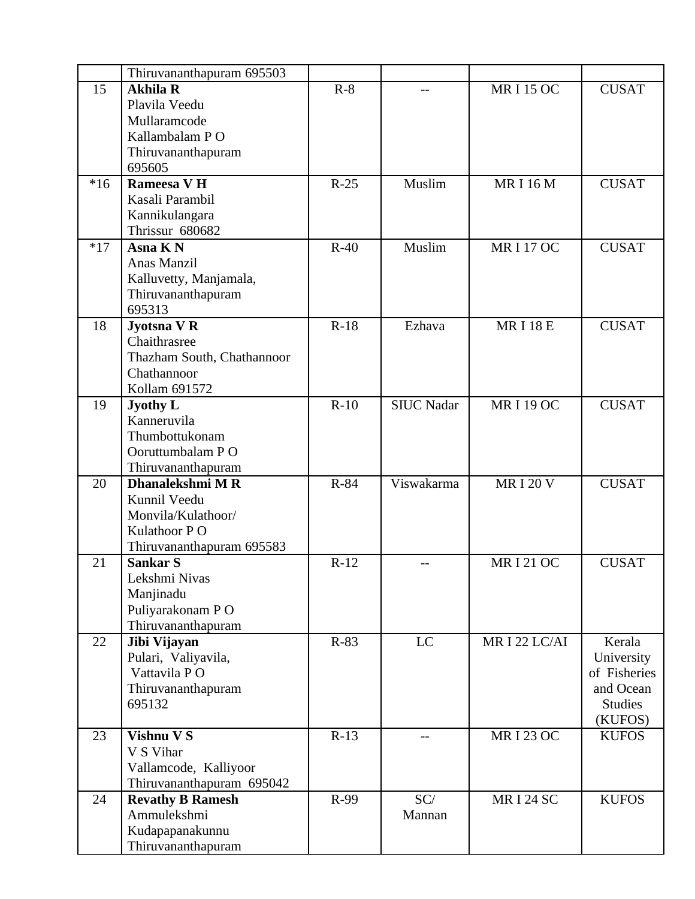|  |  |  |  |  |  |
|---|---|---|---|---|---|
|  | Thiruvananthapuram 695503 |  |  |  |  |
| 15 | **Akhila R**<br>Plavila Veedu<br>Mullaramcode<br>Kallambalam P O<br>Thiruvananthapuram<br>695605 | R-8 | -- | MR I 15 OC | CUSAT |
| *16 | **Rameesa V H**<br>Kasali Parambil<br>Kannikulangara<br>Thrissur 680682 | R-25 | Muslim | MR I 16 M | CUSAT |
| *17 | **Asna K N**<br>Anas Manzil<br>Kalluvetty, Manjamala,<br>Thiruvananthapuram<br>695313 | R-40 | Muslim | MR I 17 OC | CUSAT |
| 18 | **Jyotsna V R**<br>Chaithrasree<br>Thazham South, Chathannoor<br>Chathannoor<br>Kollam 691572 | R-18 | Ezhava | MR I 18 E | CUSAT |
| 19 | **Jyothy L**<br>Kanneruvila<br>Thumbottukonam<br>Ooruttumbalam P O<br>Thiruvananthapuram | R-10 | SIUC Nadar | MR I 19 OC | CUSAT |
| 20 | **Dhanalekshmi M R**<br>Kunnil Veedu<br>Monvila/Kulathoor/<br>Kulathoor P O<br>Thiruvananthapuram 695583 | R-84 | Viswakarma | MR I 20 V | CUSAT |
| 21 | **Sankar S**<br>Lekshmi Nivas<br>Manjinadu<br>Puliyarakonam P O<br>Thiruvananthapuram | R-12 | -- | MR I 21 OC | CUSAT |
| 22 | **Jibi Vijayan**<br>Pulari, Valiyavila,<br>Vattavila P O<br>Thiruvananthapuram<br>695132 | R-83 | LC | MR I 22 LC/AI | Kerala University of Fisheries and Ocean Studies (KUFOS) |
| 23 | **Vishnu V S**<br>V S Vihar<br>Vallamcode, Kalliyoor<br>Thiruvananthapuram 695042 | R-13 | -- | MR I 23 OC | KUFOS |
| 24 | **Revathy B Ramesh**<br>Ammulekshmi<br>Kudapapanakunnu<br>Thiruvananthapuram | R-99 | SC/<br>Mannan | MR I 24 SC | KUFOS |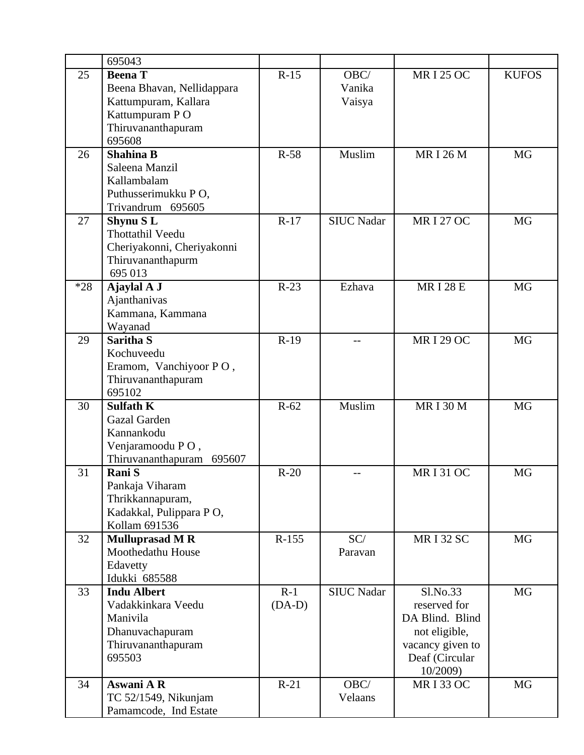| | | | | | |
|---|---|---|---|---|---|
| | 695043 | | | | |
| 25 | **Beena T**<br>Beena Bhavan, Nellidappara<br>Kattumpuram, Kallara<br>Kattumpuram P O<br>Thiruvananthapuram<br>695608 | R-15 | OBC/<br>Vanika<br>Vaisya | MR I 25 OC | KUFOS |
| 26 | **Shahina B**<br>Saleena Manzil<br>Kallambalam<br>Puthusserimukku P O,<br>Trivandrum 695605 | R-58 | Muslim | MR I 26 M | MG |
| 27 | **Shynu S L**<br>Thottathil Veedu<br>Cheriyakonni, Cheriyakonni<br>Thiruvananthapurm<br>695 013 | R-17 | SIUC Nadar | MR I 27 OC | MG |
| *28 | **Ajaylal A J**<br>Ajanthanivas<br>Kammana, Kammana<br>Wayanad | R-23 | Ezhava | MR I 28 E | MG |
| 29 | **Saritha S**<br>Kochuveedu<br>Eramom, Vanchiyoor P O ,<br>Thiruvananthapuram<br>695102 | R-19 | -- | MR I 29 OC | MG |
| 30 | **Sulfath K**<br>Gazal Garden<br>Kannankodu<br>Venjaramoodu P O ,<br>Thiruvananthapuram 695607 | R-62 | Muslim | MR I 30 M | MG |
| 31 | **Rani S**<br>Pankaja Viharam<br>Thrikkannapuram,<br>Kadakkal, Pulippara P O,<br>Kollam 691536 | R-20 | -- | MR I 31 OC | MG |
| 32 | **Mulluprasad M R**<br>Moothedathu House<br>Edavetty<br>Idukki 685588 | R-155 | SC/<br>Paravan | MR I 32 SC | MG |
| 33 | **Indu Albert**<br>Vadakkinkara Veedu<br>Manivila<br>Dhanuvachapuram<br>Thiruvananthapuram<br>695503 | R-1<br>(DA-D) | SIUC Nadar | Sl.No.33 reserved for DA Blind. Blind not eligible, vacancy given to Deaf (Circular 10/2009) | MG |
| 34 | **Aswani A R**<br>TC 52/1549, Nikunjam<br>Pamamcode, Ind Estate | R-21 | OBC/<br>Velaans | MR I 33 OC | MG |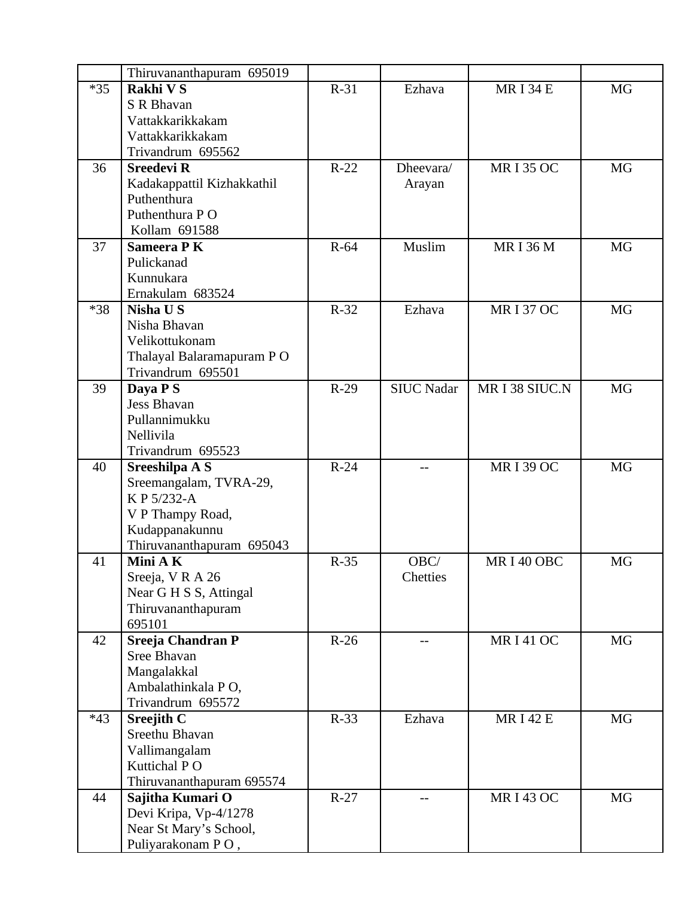| | | | | | |
|---|---|---|---|---|---|
| | Thiruvananthapuram 695019 | | | | |
| *35 | **Rakhi V S**<br>S R Bhavan<br>Vattakkarikkakam<br>Vattakkarikkakam<br>Trivandrum 695562 | R-31 | Ezhava | MR I 34 E | MG |
| 36 | **Sreedevi R**<br>Kadakappattil Kizhakkathil<br>Puthenthura<br>Puthenthura P O<br>Kollam 691588 | R-22 | Dheevara/ Arayan | MR I 35 OC | MG |
| 37 | **Sameera P K**<br>Pulickanad<br>Kunnukara<br>Ernakulam 683524 | R-64 | Muslim | MR I 36 M | MG |
| *38 | **Nisha U S**<br>Nisha Bhavan<br>Velikottukonam<br>Thalayal Balaramapuram P O<br>Trivandrum 695501 | R-32 | Ezhava | MR I 37 OC | MG |
| 39 | **Daya P S**<br>Jess Bhavan<br>Pullannimukku<br>Nellivila<br>Trivandrum 695523 | R-29 | SIUC Nadar | MR I 38 SIUC.N | MG |
| 40 | **Sreeshilpa A S**<br>Sreemangalam, TVRA-29,<br>K P 5/232-A<br>V P Thampy Road,<br>Kudappanakunnu<br>Thiruvananthapuram 695043 | R-24 | -- | MR I 39 OC | MG |
| 41 | **Mini A K**<br>Sreeja, V R A 26<br>Near G H S S, Attingal<br>Thiruvananthapuram<br>695101 | R-35 | OBC/ Chetties | MR I 40 OBC | MG |
| 42 | **Sreeja Chandran P**<br>Sree Bhavan<br>Mangalakkal<br>Ambalathinkala P O,<br>Trivandrum 695572 | R-26 | -- | MR I 41 OC | MG |
| *43 | **Sreejith C**<br>Sreethu Bhavan<br>Vallimangalam<br>Kuttichal P O<br>Thiruvananthapuram 695574 | R-33 | Ezhava | MR I 42 E | MG |
| 44 | **Sajitha Kumari O**<br>Devi Kripa, Vp-4/1278<br>Near St Mary's School,<br>Puliyarakonam P O , | R-27 | -- | MR I 43 OC | MG |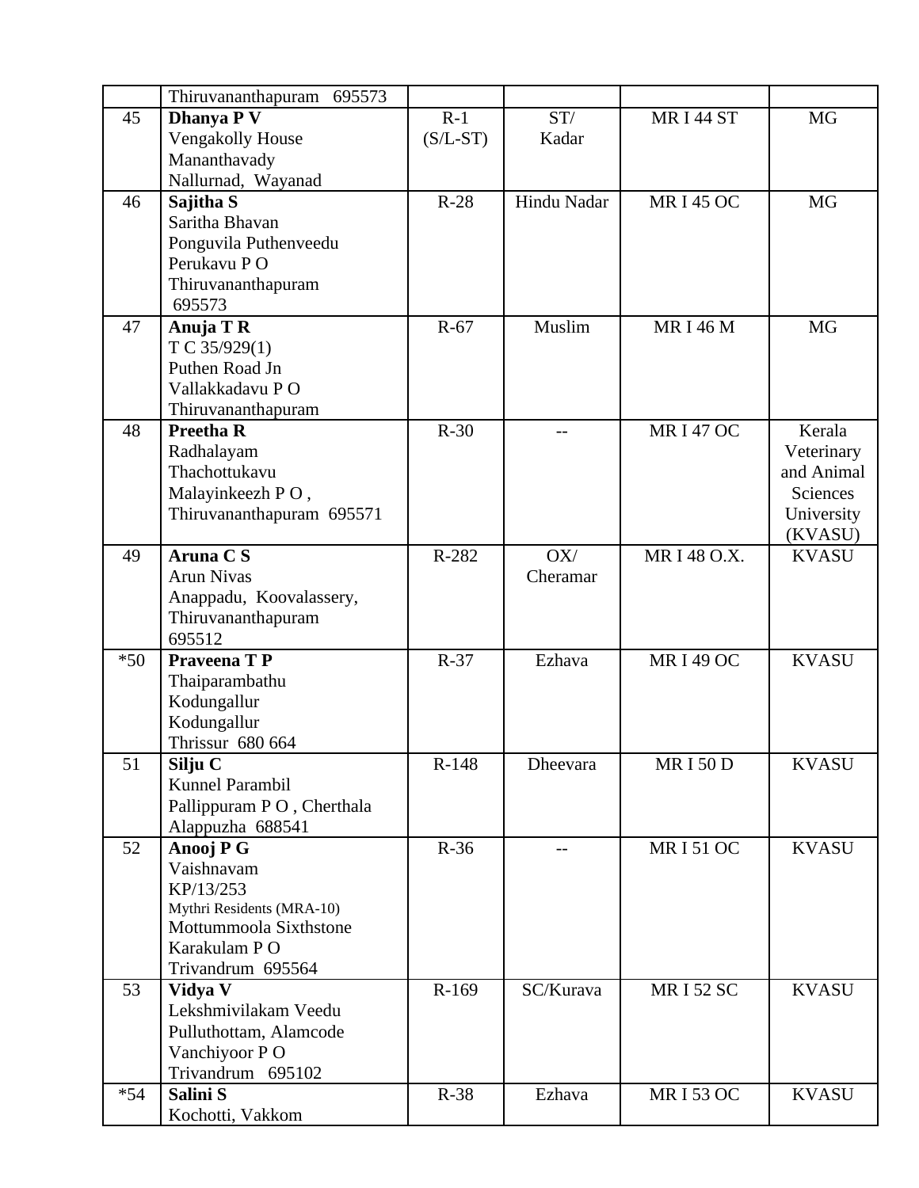|  |  |  |  |  |  |
|---|---|---|---|---|---|
|  | Thiruvananthapuram 695573 |  |  |  |  |
| 45 | **Dhanya P V**<br>Vengakolly House<br>Mananthavady<br>Nallurnad, Wayanad | R-1<br>(S/L-ST) | ST/<br>Kadar | MR I 44 ST | MG |
| 46 | **Sajitha S**<br>Saritha Bhavan<br>Ponguvila Puthenveedu<br>Perukavu P O<br>Thiruvananthapuram<br>695573 | R-28 | Hindu Nadar | MR I 45 OC | MG |
| 47 | **Anuja T R**<br>T C 35/929(1)<br>Puthen Road Jn<br>Vallakkadavu P O<br>Thiruvananthapuram | R-67 | Muslim | MR I 46 M | MG |
| 48 | **Preetha R**<br>Radhalayam<br>Thachottukavu<br>Malayinkeezh P O ,<br>Thiruvananthapuram 695571 | R-30 | -- | MR I 47 OC | Kerala Veterinary and Animal Sciences University (KVASU) |
| 49 | **Aruna C S**<br>Arun Nivas<br>Anappadu, Koovalassery,<br>Thiruvananthapuram<br>695512 | R-282 | OX/<br>Cheramar | MR I 48 O.X. | KVASU |
| *50 | **Praveena T P**<br>Thaiparambathu<br>Kodungallur<br>Kodungallur<br>Thrissur 680 664 | R-37 | Ezhava | MR I 49 OC | KVASU |
| 51 | **Silju C**<br>Kunnel Parambil<br>Pallippuram P O , Cherthala<br>Alappuzha 688541 | R-148 | Dheevara | MR I 50 D | KVASU |
| 52 | **Anooj P G**<br>Vaishnavam<br>KP/13/253<br>Mythri Residents (MRA-10)<br>Mottummoola Sixthstone<br>Karakulam P O<br>Trivandrum 695564 | R-36 | -- | MR I 51 OC | KVASU |
| 53 | **Vidya V**<br>Lekshmivilakam Veedu<br>Pulluthottam, Alamcode<br>Vanchiyoor P O<br>Trivandrum 695102 | R-169 | SC/Kurava | MR I 52 SC | KVASU |
| *54 | **Salini S**<br>Kochotti, Vakkom | R-38 | Ezhava | MR I 53 OC | KVASU |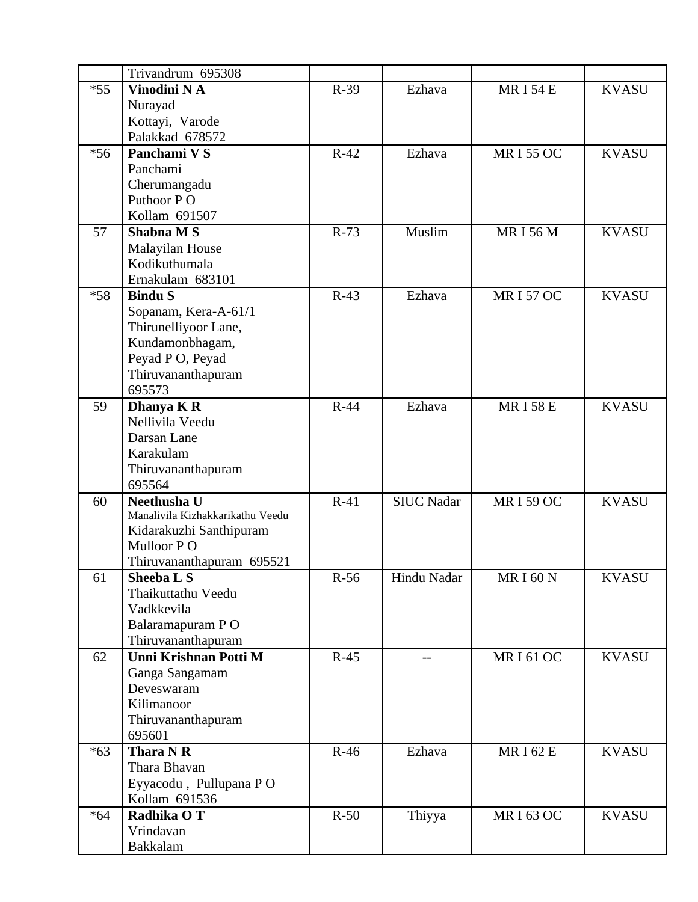|  |  |  |  |  |  |
|---|---|---|---|---|---|
|  | Trivandrum 695308 |  |  |  |  |
| *55 | **Vinodini N A**<br>Nurayad<br>Kottayi, Varode<br>Palakkad 678572 | R-39 | Ezhava | MR I 54 E | KVASU |
| *56 | **Panchami V S**<br>Panchami<br>Cherumangadu<br>Puthoor P O<br>Kollam 691507 | R-42 | Ezhava | MR I 55 OC | KVASU |
| 57 | **Shabna M S**<br>Malayilan House<br>Kodikuthumala<br>Ernakulam 683101 | R-73 | Muslim | MR I 56 M | KVASU |
| *58 | **Bindu S**<br>Sopanam, Kera-A-61/1<br>Thirunelliyoor Lane,<br>Kundamonbhagam,<br>Peyad P O, Peyad<br>Thiruvananthapuram<br>695573 | R-43 | Ezhava | MR I 57 OC | KVASU |
| 59 | **Dhanya K R**<br>Nellivila Veedu<br>Darsan Lane<br>Karakulam<br>Thiruvananthapuram<br>695564 | R-44 | Ezhava | MR I 58 E | KVASU |
| 60 | **Neethusha U**<br>Manalivila Kizhakkarikathu Veedu<br>Kidarakuzhi Santhipuram<br>Mulloor P O<br>Thiruvananthapuram 695521 | R-41 | SIUC Nadar | MR I 59 OC | KVASU |
| 61 | **Sheeba L S**<br>Thaikuttathu Veedu<br>Vadkkevila<br>Balaramapuram P O<br>Thiruvananthapuram | R-56 | Hindu Nadar | MR I 60 N | KVASU |
| 62 | **Unni Krishnan Potti M**<br>Ganga Sangamam<br>Deveswaram<br>Kilimanoor<br>Thiruvananthapuram<br>695601 | R-45 | -- | MR I 61 OC | KVASU |
| *63 | **Thara N R**<br>Thara Bhavan<br>Eyyacodu , Pullupana P O<br>Kollam 691536 | R-46 | Ezhava | MR I 62 E | KVASU |
| *64 | **Radhika O T**<br>Vrindavan<br>Bakkalam | R-50 | Thiyya | MR I 63 OC | KVASU |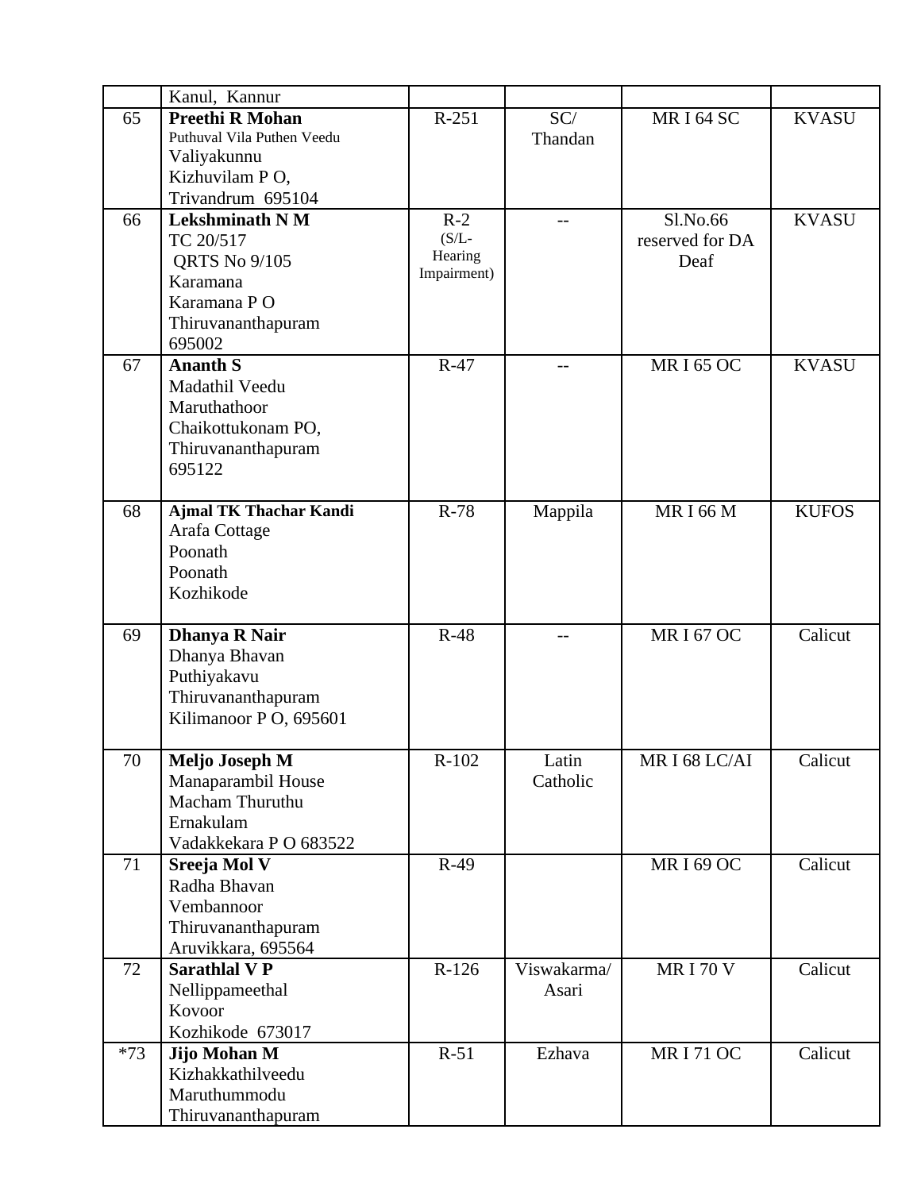| | | | | | |
|---|---|---|---|---|---|
| | Kanul, Kannur | | | | |
| 65 | **Preethi R Mohan**<br>Puthuval Vila Puthen Veedu<br>Valiyakunnu<br>Kizhuvilam P O,<br>Trivandrum 695104 | R-251 | SC/<br>Thandan | MR I 64 SC | KVASU |
| 66 | **Lekshminath N M**<br>TC 20/517<br>QRTS No 9/105<br>Karamana<br>Karamana P O<br>Thiruvananthapuram<br>695002 | R-2<br>(S/L-<br>Hearing<br>Impairment) | -- | Sl.No.66<br>reserved for DA<br>Deaf | KVASU |
| 67 | **Ananth S**<br>Madathil Veedu<br>Maruthathoor<br>Chaikottukonam PO,<br>Thiruvananthapuram<br>695122 | R-47 | -- | MR I 65 OC | KVASU |
| 68 | **Ajmal TK Thachar Kandi**<br>Arafa Cottage<br>Poonath<br>Poonath<br>Kozhikode | R-78 | Mappila | MR I 66 M | KUFOS |
| 69 | **Dhanya R Nair**<br>Dhanya Bhavan<br>Puthiyakavu<br>Thiruvananthapuram<br>Kilimanoor P O, 695601 | R-48 | -- | MR I 67 OC | Calicut |
| 70 | **Meljo Joseph M**<br>Manaparambil House<br>Macham Thuruthu<br>Ernakulam<br>Vadakkekara P O 683522 | R-102 | Latin<br>Catholic | MR I 68 LC/AI | Calicut |
| 71 | **Sreeja Mol V**<br>Radha Bhavan<br>Vembannoor<br>Thiruvananthapuram<br>Aruvikkara, 695564 | R-49 | | MR I 69 OC | Calicut |
| 72 | **Sarathlal V P**<br>Nellippameethal<br>Kovoor<br>Kozhikode 673017 | R-126 | Viswakarma/<br>Asari | MR I 70 V | Calicut |
| *73 | **Jijo Mohan M**<br>Kizhakkathilveedu<br>Maruthummodu<br>Thiruvananthapuram | R-51 | Ezhava | MR I 71 OC | Calicut |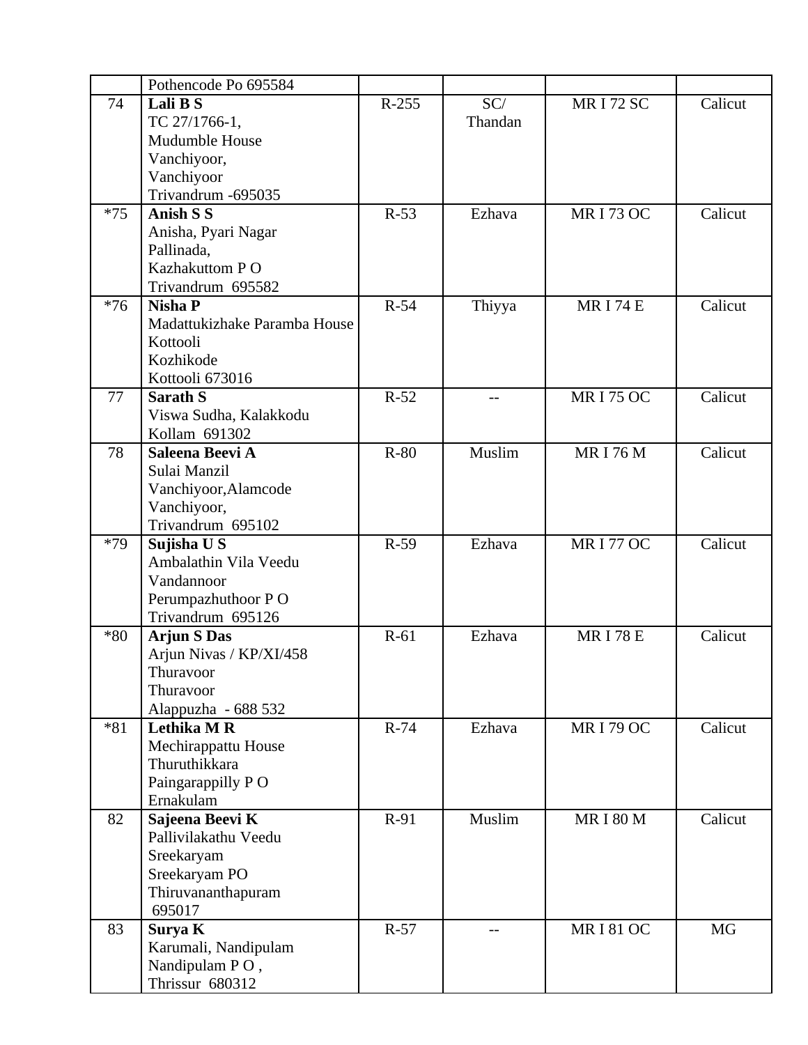| | | | | | |
|---|---|---|---|---|---|
| | Pothencode Po 695584 | | | | |
| 74 | **Lali B S**<br>TC 27/1766-1,<br>Mudumble House<br>Vanchiyoor,<br>Vanchiyoor<br>Trivandrum -695035 | R-255 | SC/<br>Thandan | MR I 72 SC | Calicut |
| *75 | **Anish S S**<br>Anisha, Pyari Nagar<br>Pallinada,<br>Kazhakuttom P O<br>Trivandrum 695582 | R-53 | Ezhava | MR I 73 OC | Calicut |
| *76 | **Nisha P**<br>Madattukizhake Paramba House<br>Kottooli<br>Kozhikode<br>Kottooli 673016 | R-54 | Thiyya | MR I 74 E | Calicut |
| 77 | **Sarath S**<br>Viswa Sudha, Kalakkodu<br>Kollam 691302 | R-52 | -- | MR I 75 OC | Calicut |
| 78 | **Saleena Beevi A**<br>Sulai Manzil<br>Vanchiyoor,Alamcode<br>Vanchiyoor,<br>Trivandrum 695102 | R-80 | Muslim | MR I 76 M | Calicut |
| *79 | **Sujisha U S**<br>Ambalathin Vila Veedu<br>Vandannoor<br>Perumpazhuthoor P O<br>Trivandrum 695126 | R-59 | Ezhava | MR I 77 OC | Calicut |
| *80 | **Arjun S Das**<br>Arjun Nivas / KP/XI/458<br>Thuravoor<br>Thuravoor<br>Alappuzha - 688 532 | R-61 | Ezhava | MR I 78 E | Calicut |
| *81 | **Lethika M R**<br>Mechirappattu House<br>Thuruthikkara<br>Paingarappilly P O<br>Ernakulam | R-74 | Ezhava | MR I 79 OC | Calicut |
| 82 | **Sajeena Beevi K**<br>Pallivilakathu Veedu<br>Sreekaryam<br>Sreekaryam PO<br>Thiruvananthapuram<br>695017 | R-91 | Muslim | MR I 80 M | Calicut |
| 83 | **Surya K**<br>Karumali, Nandipulam<br>Nandipulam P O ,<br>Thrissur 680312 | R-57 | -- | MR I 81 OC | MG |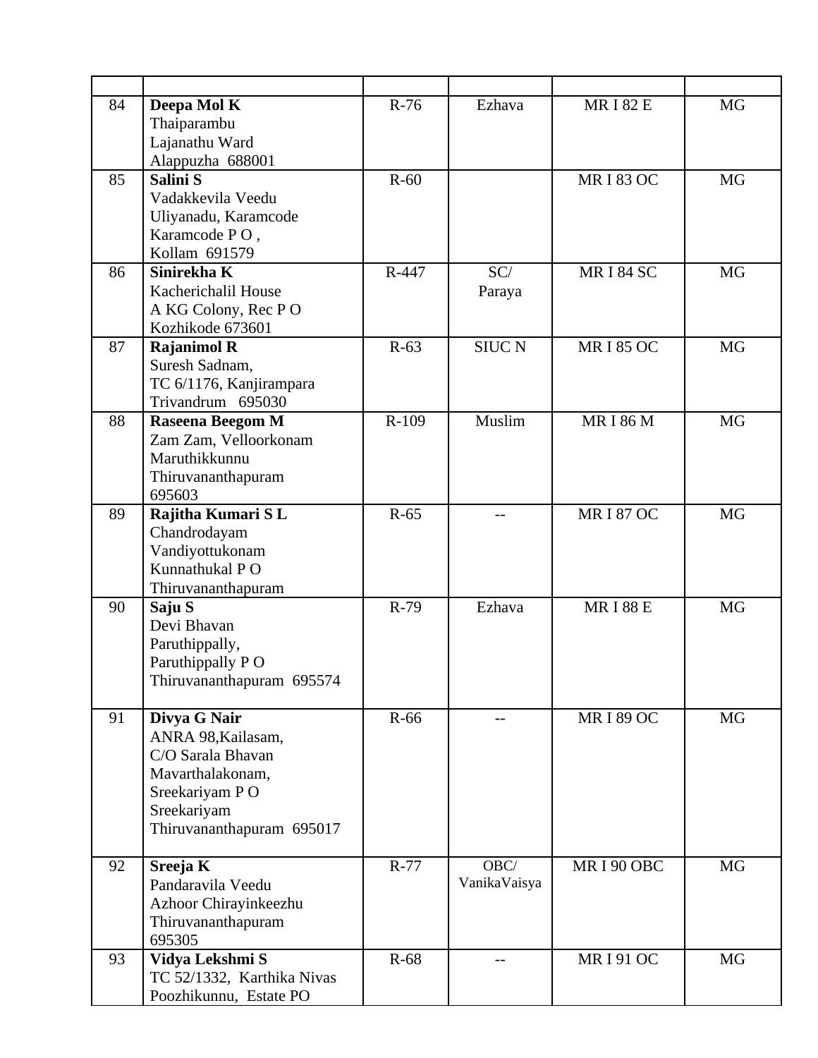| | | | | | |
|---|---|---|---|---|---|
| 84 | **Deepa Mol K**<br>Thaiparambu<br>Lajanathu Ward<br>Alappuzha 688001 | R-76 | Ezhava | MR I 82 E | MG |
| 85 | **Salini S**<br>Vadakkevila Veedu<br>Uliyanadu, Karamcode<br>Karamcode P O ,<br>Kollam 691579 | R-60 | | MR I 83 OC | MG |
| 86 | **Sinirekha K**<br>Kacherichalil House<br>A KG Colony, Rec P O<br>Kozhikode 673601 | R-447 | SC/<br>Paraya | MR I 84 SC | MG |
| 87 | **Rajanimol R**<br>Suresh Sadnam,<br>TC 6/1176, Kanjirampara<br>Trivandrum 695030 | R-63 | SIUC N | MR I 85 OC | MG |
| 88 | **Raseena Beegom M**<br>Zam Zam, Velloorkonam<br>Maruthikkunnu<br>Thiruvananthapuram<br>695603 | R-109 | Muslim | MR I 86 M | MG |
| 89 | **Rajitha Kumari S L**<br>Chandrodayam<br>Vandiyottukonam<br>Kunnathukal P O<br>Thiruvananthapuram | R-65 | -- | MR I 87 OC | MG |
| 90 | **Saju S**<br>Devi Bhavan<br>Paruthippally,<br>Paruthippally P O<br>Thiruvananthapuram 695574 | R-79 | Ezhava | MR I 88 E | MG |
| 91 | **Divya G Nair**<br>ANRA 98,Kailasam,<br>C/O Sarala Bhavan<br>Mavarthalakonam,<br>Sreekariyam P O<br>Sreekariyam<br>Thiruvananthapuram 695017 | R-66 | -- | MR I 89 OC | MG |
| 92 | **Sreeja K**<br>Pandaravila Veedu<br>Azhoor Chirayinkeezhu<br>Thiruvananthapuram<br>695305 | R-77 | OBC/<br>VanikaVaisya | MR I 90 OBC | MG |
| 93 | **Vidya Lekshmi S**<br>TC 52/1332, Karthika Nivas<br>Poozhikunnu, Estate PO | R-68 | -- | MR I 91 OC | MG |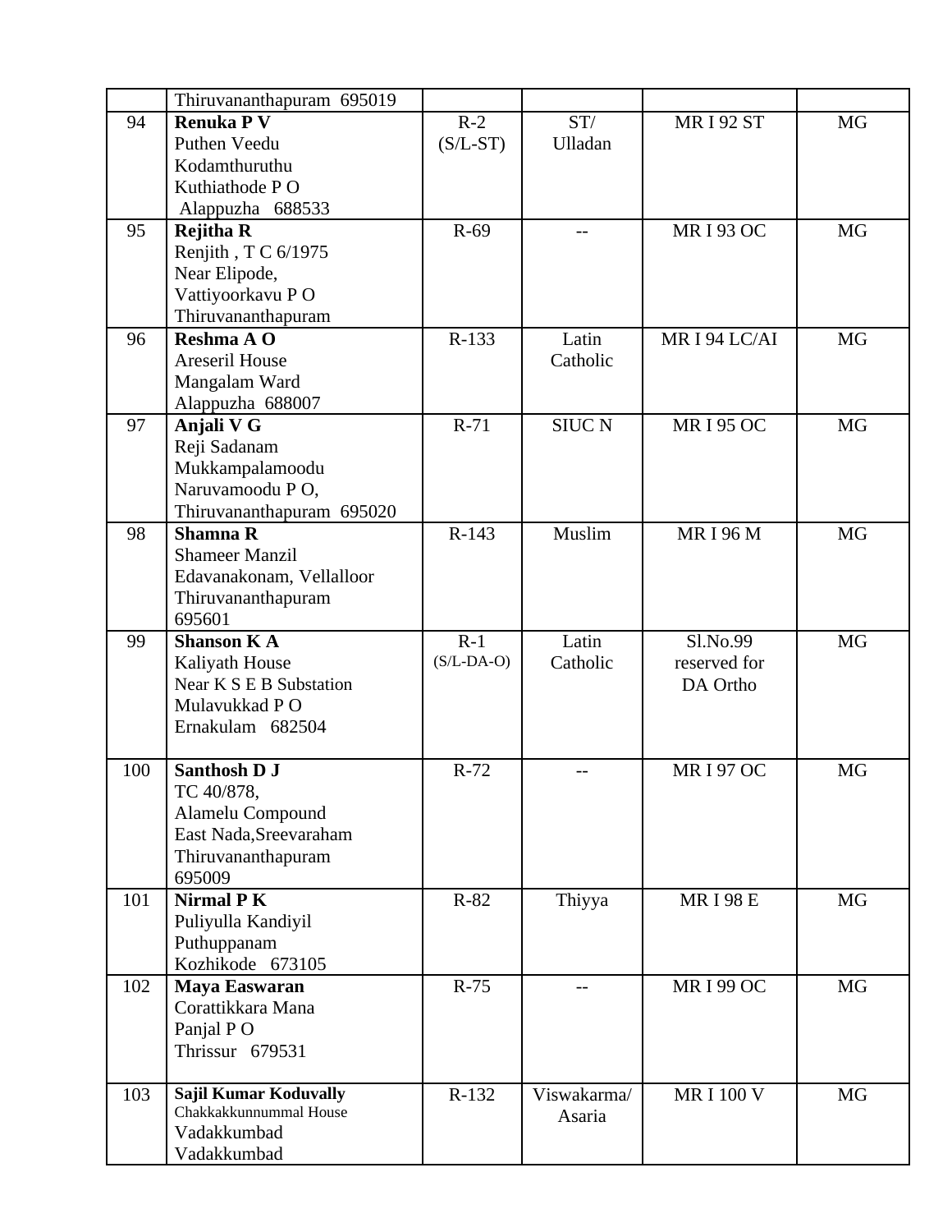| | | | | | |
|---|---|---|---|---|---|
| | Thiruvananthapuram 695019 | | | | |
| 94 | **Renuka P V**<br>Puthen Veedu<br>Kodamthuruthu<br>Kuthiathode P O<br>Alappuzha 688533 | R-2<br>(S/L-ST) | ST/<br>Ulladan | MR I 92 ST | MG |
| 95 | **Rejitha R**<br>Renjith , T C 6/1975<br>Near Elipode,<br>Vattiyoorkavu P O<br>Thiruvananthapuram | R-69 | -- | MR I 93 OC | MG |
| 96 | **Reshma A O**<br>Areseril House<br>Mangalam Ward<br>Alappuzha 688007 | R-133 | Latin<br>Catholic | MR I 94 LC/AI | MG |
| 97 | **Anjali V G**<br>Reji Sadanam<br>Mukkampalamoodu<br>Naruvamoodu P O,<br>Thiruvananthapuram 695020 | R-71 | SIUC N | MR I 95 OC | MG |
| 98 | **Shamna R**<br>Shameer Manzil<br>Edavanakonam, Vellalloor<br>Thiruvananthapuram<br>695601 | R-143 | Muslim | MR I 96 M | MG |
| 99 | **Shanson K A**<br>Kaliyath House<br>Near K S E B Substation<br>Mulavukkad P O<br>Ernakulam 682504 | R-1<br>(S/L-DA-O) | Latin<br>Catholic | Sl.No.99<br>reserved for<br>DA Ortho | MG |
| 100 | **Santhosh D J**<br>TC 40/878,<br>Alamelu Compound<br>East Nada,Sreevaraham<br>Thiruvananthapuram<br>695009 | R-72 | -- | MR I 97 OC | MG |
| 101 | **Nirmal P K**<br>Puliyulla Kandiyil<br>Puthuppanam<br>Kozhikode 673105 | R-82 | Thiyya | MR I 98 E | MG |
| 102 | **Maya Easwaran**<br>Corattikkara Mana<br>Panjal P O<br>Thrissur 679531 | R-75 | -- | MR I 99 OC | MG |
| 103 | **Sajil Kumar Koduvally**<br>Chakkakkunnummal House<br>Vadakkumbad<br>Vadakkumbad | R-132 | Viswakarma/<br>Asaria | MR I 100 V | MG |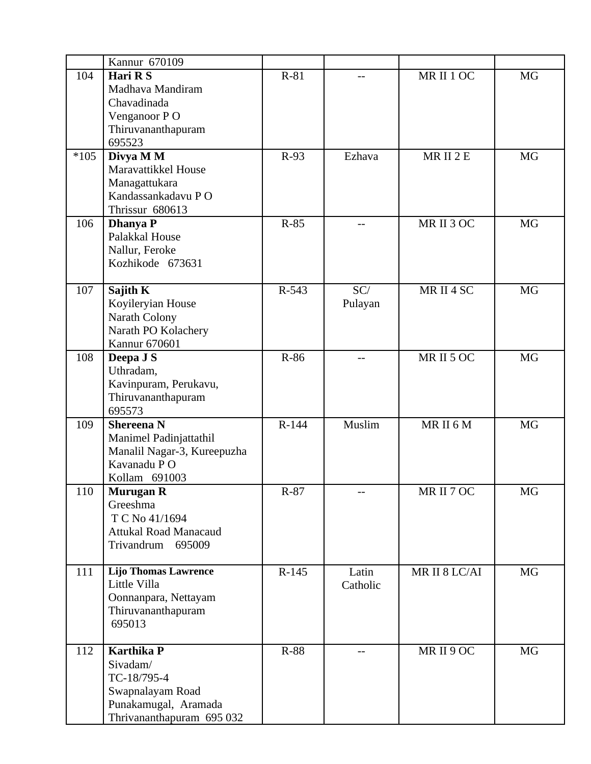| | | | | | |
|---|---|---|---|---|---|
| | Kannur 670109 | | | | |
| 104 | **Hari R S**<br>Madhava Mandiram<br>Chavadinada<br>Venganoor P O<br>Thiruvananthapuram<br>695523 | R-81 | -- | MR II 1 OC | MG |
| *105 | **Divya M M**<br>Maravattikkel House<br>Managattukara<br>Kandassankadavu P O<br>Thrissur 680613 | R-93 | Ezhava | MR II 2 E | MG |
| 106 | **Dhanya P**<br>Palakkal House<br>Nallur, Feroke<br>Kozhikode 673631 | R-85 | -- | MR II 3 OC | MG |
| 107 | **Sajith K**<br>Koyileryian House<br>Narath Colony<br>Narath PO Kolachery<br>Kannur 670601 | R-543 | SC/<br>Pulayan | MR II 4 SC | MG |
| 108 | **Deepa J S**<br>Uthradam,<br>Kavinpuram, Perukavu,<br>Thiruvananthapuram<br>695573 | R-86 | -- | MR II 5 OC | MG |
| 109 | **Shereena N**<br>Manimel Padinjattathil<br>Manalil Nagar-3, Kureepuzha<br>Kavanadu P O<br>Kollam 691003 | R-144 | Muslim | MR II 6 M | MG |
| 110 | **Murugan R**<br>Greeshma<br>T C No 41/1694<br>Attukal Road Manacaud<br>Trivandrum 695009 | R-87 | -- | MR II 7 OC | MG |
| 111 | **Lijo Thomas Lawrence**<br>Little Villa<br>Oonnanpara, Nettayam<br>Thiruvananthapuram<br>695013 | R-145 | Latin<br>Catholic | MR II 8 LC/AI | MG |
| 112 | **Karthika P**<br>Sivadam/<br>TC-18/795-4<br>Swapnalayam Road<br>Punakamugal, Aramada<br>Thrivananthapuram 695 032 | R-88 | -- | MR II 9 OC | MG |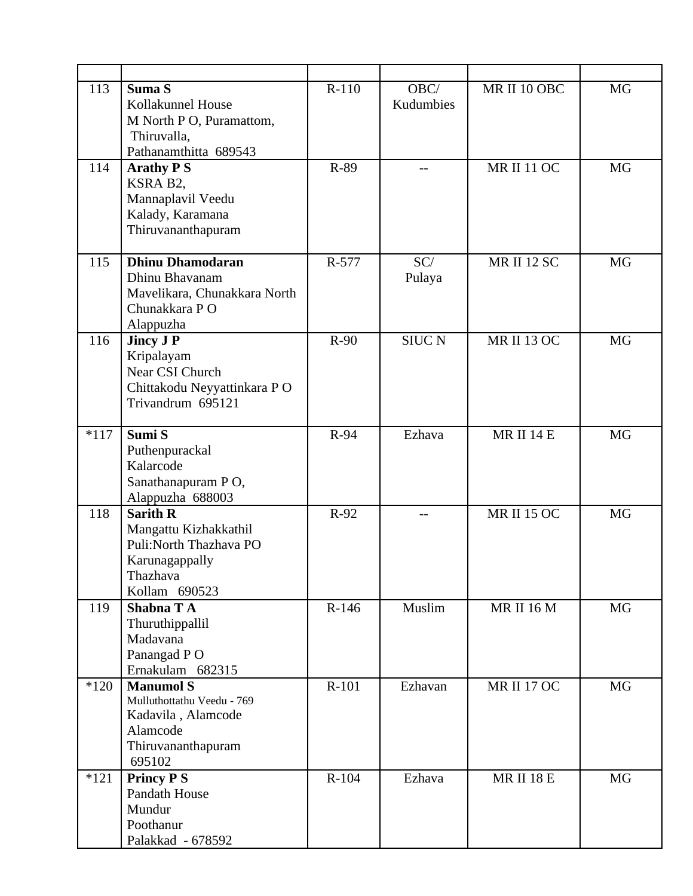| | | | | | |
|---|---|---|---|---|---|
| 113 | **Suma S**<br>Kollakunnel House<br>M North P O, Puramattom,<br>Thiruvalla,<br>Pathanamthitta 689543 | R-110 | OBC/<br>Kudumbies | MR II 10 OBC | MG |
| 114 | **Arathy P S**<br>KSRA B2,<br>Mannaplavil Veedu<br>Kalady, Karamana<br>Thiruvananthapuram | R-89 | -- | MR II 11 OC | MG |
| 115 | **Dhinu Dhamodaran**<br>Dhinu Bhavanam<br>Mavelikara, Chunakkara North<br>Chunakkara P O<br>Alappuzha | R-577 | SC/<br>Pulaya | MR II 12 SC | MG |
| 116 | **Jincy J P**<br>Kripalayam<br>Near CSI Church<br>Chittakodu Neyyattinkara P O<br>Trivandrum 695121 | R-90 | SIUC N | MR II 13 OC | MG |
| *117 | **Sumi S**<br>Puthenpurackal<br>Kalarcode<br>Sanathanapuram P O,<br>Alappuzha 688003 | R-94 | Ezhava | MR II 14 E | MG |
| 118 | **Sarith R**<br>Mangattu Kizhakkathil<br>Puli:North Thazhava PO<br>Karunagappally<br>Thazhava<br>Kollam 690523 | R-92 | -- | MR II 15 OC | MG |
| 119 | **Shabna T A**<br>Thuruthippallil<br>Madavana<br>Panangad P O<br>Ernakulam 682315 | R-146 | Muslim | MR II 16 M | MG |
| *120 | **Manumol S**<br>Mulluthottathu Veedu - 769<br>Kadavila , Alamcode<br>Alamcode<br>Thiruvananthapuram<br>695102 | R-101 | Ezhavan | MR II 17 OC | MG |
| *121 | **Princy P S**<br>Pandath House<br>Mundur<br>Poothanur<br>Palakkad - 678592 | R-104 | Ezhava | MR II 18 E | MG |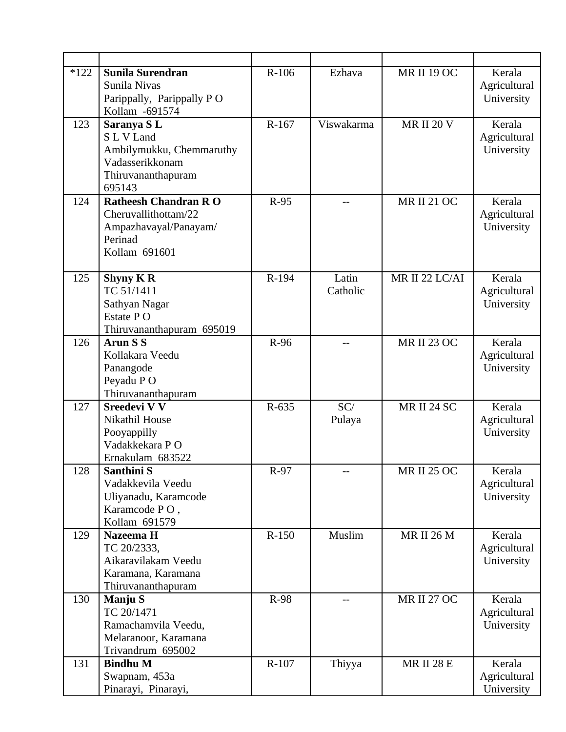| | | | | | |
|---|---|---|---|---|---|
| *122 | **Sunila Surendran**<br>Sunila Nivas<br>Parippally, Parippally P O<br>Kollam -691574 | R-106 | Ezhava | MR II 19 OC | Kerala Agricultural University |
| 123 | **Saranya S L**<br>S L V Land<br>Ambilymukku, Chemmaruthy<br>Vadasserikkonam<br>Thiruvananthapuram<br>695143 | R-167 | Viswakarma | MR II 20 V | Kerala Agricultural University |
| 124 | **Ratheesh Chandran R O**<br>Cheruvallithottam/22<br>Ampazhavayal/Panayam/<br>Perinad<br>Kollam 691601 | R-95 | -- | MR II 21 OC | Kerala Agricultural University |
| 125 | **Shyny K R**<br>TC 51/1411<br>Sathyan Nagar<br>Estate P O<br>Thiruvananthapuram 695019 | R-194 | Latin Catholic | MR II 22 LC/AI | Kerala Agricultural University |
| 126 | **Arun S S**<br>Kollakara Veedu<br>Panangode<br>Peyadu P O<br>Thiruvananthapuram | R-96 | -- | MR II 23 OC | Kerala Agricultural University |
| 127 | **Sreedevi V V**<br>Nikathil House<br>Pooyappilly<br>Vadakkekara P O<br>Ernakulam 683522 | R-635 | SC/<br>Pulaya | MR II 24 SC | Kerala Agricultural University |
| 128 | **Santhini S**<br>Vadakkevila Veedu<br>Uliyanadu, Karamcode<br>Karamcode P O ,<br>Kollam 691579 | R-97 | -- | MR II 25 OC | Kerala Agricultural University |
| 129 | **Nazeema H**<br>TC 20/2333,<br>Aikaravilakam Veedu<br>Karamana, Karamana<br>Thiruvananthapuram | R-150 | Muslim | MR II 26 M | Kerala Agricultural University |
| 130 | **Manju S**<br>TC 20/1471<br>Ramachamvila Veedu,<br>Melaranoor, Karamana<br>Trivandrum 695002 | R-98 | -- | MR II 27 OC | Kerala Agricultural University |
| 131 | **Bindhu M**<br>Swapnam, 453a<br>Pinarayi, Pinarayi, | R-107 | Thiyya | MR II 28 E | Kerala Agricultural University |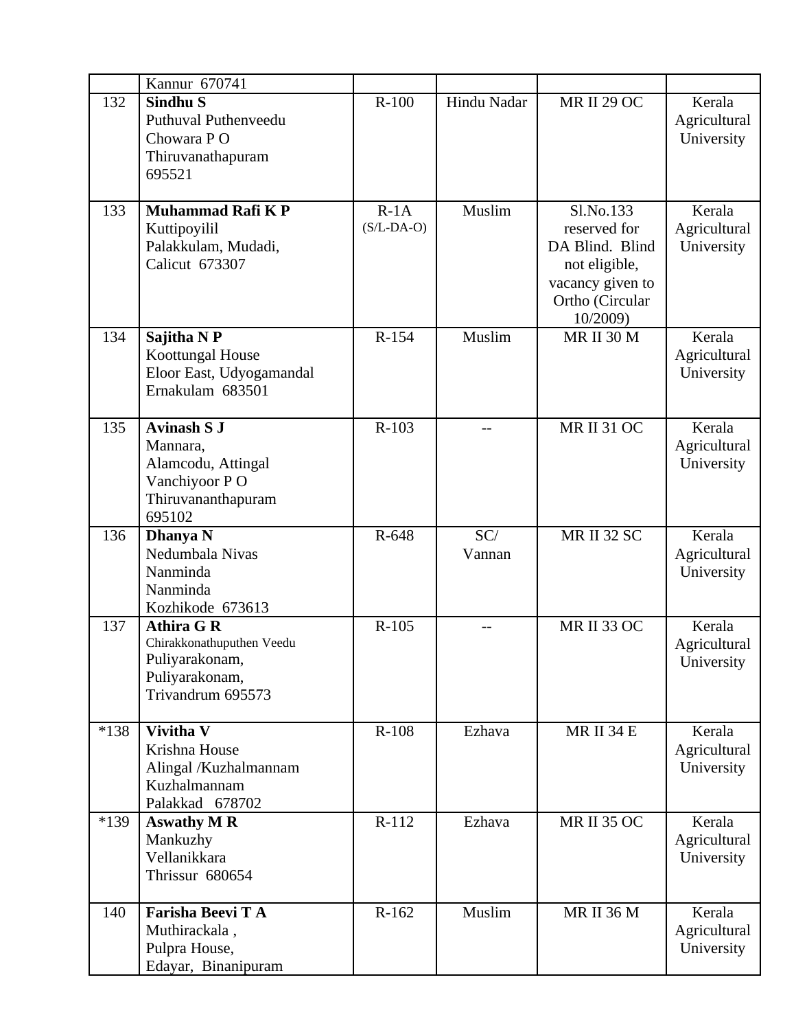| | | | | | |
|---|---|---|---|---|---|
| | Kannur 670741 | | | | |
| 132 | **Sindhu S**<br>Puthuval Puthenveedu<br>Chowara P O<br>Thiruvanathapuram<br>695521 | R-100 | Hindu Nadar | MR II 29 OC | Kerala Agricultural University |
| 133 | **Muhammad Rafi K P**<br>Kuttipoyilil<br>Palakkulam, Mudadi,<br>Calicut 673307 | R-1A (S/L-DA-O) | Muslim | Sl.No.133 reserved for DA Blind. Blind not eligible, vacancy given to Ortho (Circular 10/2009) | Kerala Agricultural University |
| 134 | **Sajitha N P**<br>Koottungal House<br>Eloor East, Udyogamandal<br>Ernakulam 683501 | R-154 | Muslim | MR II 30 M | Kerala Agricultural University |
| 135 | **Avinash S J**<br>Mannara,<br>Alamcodu, Attingal<br>Vanchiyoor P O<br>Thiruvananthapuram<br>695102 | R-103 | -- | MR II 31 OC | Kerala Agricultural University |
| 136 | **Dhanya N**<br>Nedumbala Nivas<br>Nanminda<br>Nanminda<br>Kozhikode 673613 | R-648 | SC/ Vannan | MR II 32 SC | Kerala Agricultural University |
| 137 | **Athira G R**<br>Chirakkonathuputhen Veedu<br>Puliyarakonam,<br>Puliyarakonam,<br>Trivandrum 695573 | R-105 | -- | MR II 33 OC | Kerala Agricultural University |
| *138 | **Vivitha V**<br>Krishna House<br>Alingal /Kuzhalmannam<br>Kuzhalmannam<br>Palakkad 678702 | R-108 | Ezhava | MR II 34 E | Kerala Agricultural University |
| *139 | **Aswathy M R**<br>Mankuzhy<br>Vellanikkara<br>Thrissur 680654 | R-112 | Ezhava | MR II 35 OC | Kerala Agricultural University |
| 140 | **Farisha Beevi T A**<br>Muthirackala ,<br>Pulpra House,<br>Edayar, Binanipuram | R-162 | Muslim | MR II 36 M | Kerala Agricultural University |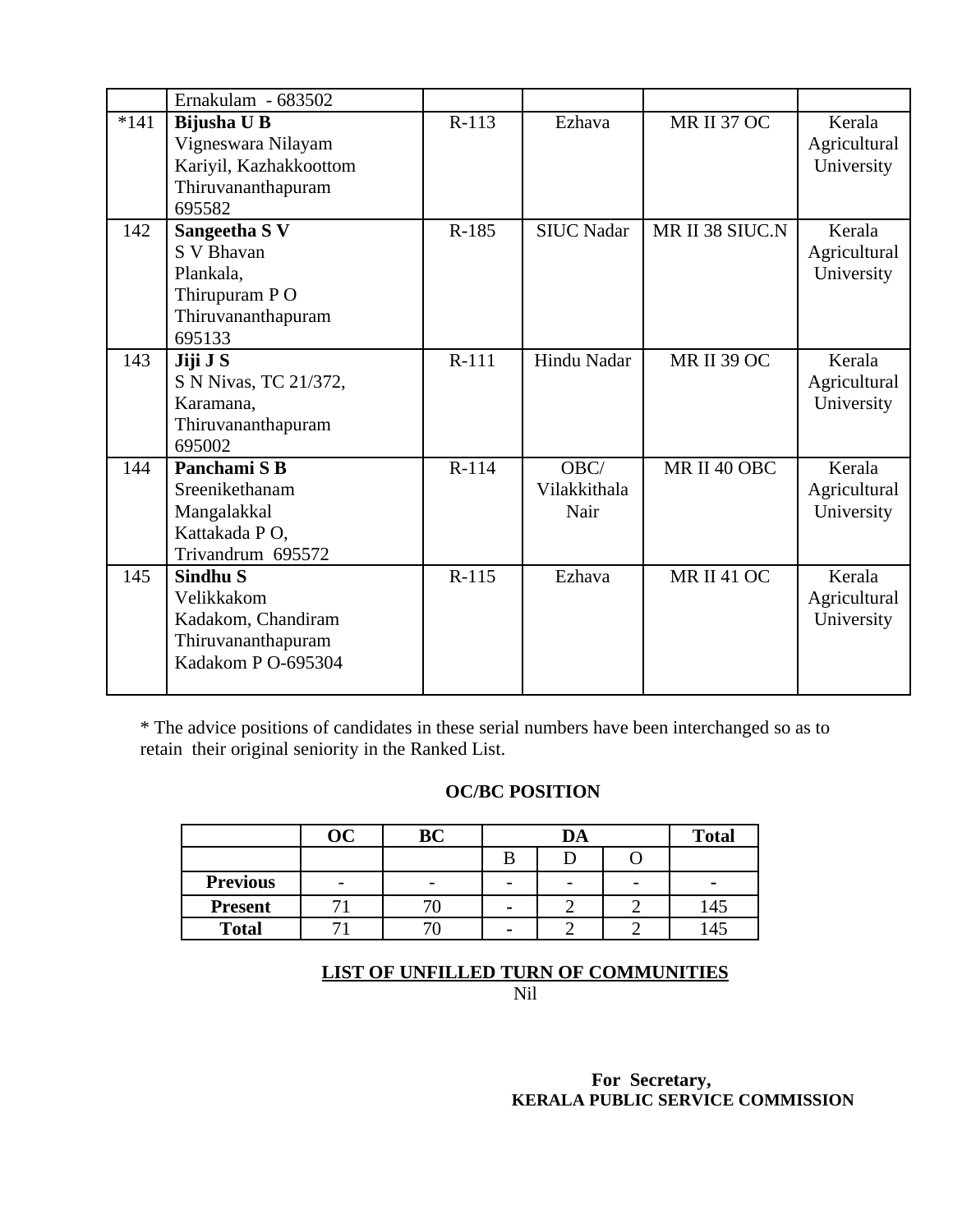| | | | | | |
|---|---|---|---|---|---|
| | Ernakulam - 683502 | | | | |
| *141 | **Bijusha U B**<br>Vigneswara Nilayam<br>Kariyil, Kazhakkoottom<br>Thiruvananthapuram<br>695582 | R-113 | Ezhava | MR II 37 OC | Kerala Agricultural University |
| 142 | **Sangeetha S V**<br>S V Bhavan<br>Plankala,<br>Thirupuram P O<br>Thiruvananthapuram<br>695133 | R-185 | SIUC Nadar | MR II 38 SIUC.N | Kerala Agricultural University |
| 143 | **Jiji J S**<br>S N Nivas, TC 21/372,<br>Karamana,<br>Thiruvananthapuram<br>695002 | R-111 | Hindu Nadar | MR II 39 OC | Kerala Agricultural University |
| 144 | **Panchami S B**<br>Sreenikethanam<br>Mangalakkal<br>Kattakada P O,<br>Trivandrum 695572 | R-114 | OBC/ Vilakkithala Nair | MR II 40 OBC | Kerala Agricultural University |
| 145 | **Sindhu S**<br>Velikkakom<br>Kadakom, Chandiram<br>Thiruvananthapuram<br>Kadakom P O-695304 | R-115 | Ezhava | MR II 41 OC | Kerala Agricultural University |

* The advice positions of candidates in these serial numbers have been interchanged so as to retain their original seniority in the Ranked List.

**OC/BC POSITION**

| | **OC** | **BC** | **DA** | | | **Total** |
|---|---|---|---|---|---|---|
| | | | B | D | O | |
| **Previous** | - | - | - | - | - | - |
| **Present** | 71 | 70 | - | 2 | 2 | 145 |
| **Total** | 71 | 70 | - | 2 | 2 | 145 |

**LIST OF UNFILLED TURN OF COMMUNITIES**

Nil

**For Secretary,**
**KERALA PUBLIC SERVICE COMMISSION**